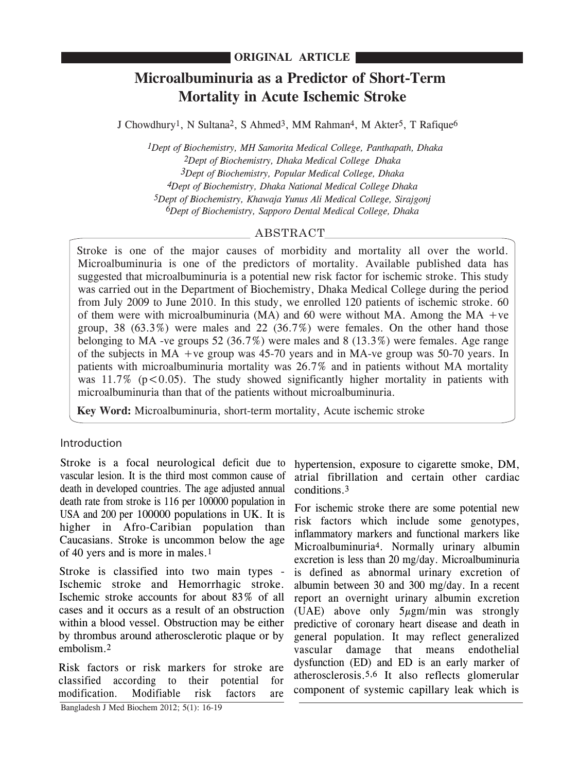**ORIGINAL ARTICLE**

# Microalbuminuria as a Predictor of Short-Term Mortality in Acute Ischemic Stroke

J Chowdhury[1], N Sultana[2], S Ahmed[3], MM Rahman[4], M Akter[5], T Rafique[6]

*[1]Dept of Biochemistry, MH Samorita Medical College, Panthapath, Dhaka*
*[2]Dept of Biochemistry, Dhaka Medical College Dhaka*
*[3]Dept of Biochemistry, Popular Medical College, Dhaka*
*[4]Dept of Biochemistry, Dhaka National Medical College Dhaka*
*[5]Dept of Biochemistry, Khawaja Yunus Ali Medical College, Sirajgonj*
*[6]Dept of Biochemistry, Sapporo Dental Medical College, Dhaka*

## ABSTRACT

Stroke is one of the major causes of morbidity and mortality all over the world. Microalbuminuria is one of the predictors of mortality. Available published data has suggested that microalbuminuria is a potential new risk factor for ischemic stroke. This study was carried out in the Department of Biochemistry, Dhaka Medical College during the period from July 2009 to June 2010. In this study, we enrolled 120 patients of ischemic stroke. 60 of them were with microalbuminuria (MA) and 60 were without MA. Among the MA +ve group, 38 (63.3%) were males and 22 (36.7%) were females. On the other hand those belonging to MA -ve groups 52 (36.7%) were males and 8 (13.3%) were females. Age range of the subjects in MA +ve group was 45-70 years and in MA-ve group was 50-70 years. In patients with microalbuminuria mortality was 26.7% and in patients without MA mortality was 11.7% ($p<0.05$). The study showed significantly higher mortality in patients with microalbuminuria than that of the patients without microalbuminuria.

**Key Word:** Microalbuminuria, short-term mortality, Acute ischemic stroke

## Introduction

Stroke is a focal neurological deficit due to vascular lesion. It is the third most common cause of death in developed countries. The age adjusted annual death rate from stroke is 116 per 100000 population in USA and 200 per 100000 populations in UK. It is higher in Afro-Caribian population than Caucasians. Stroke is uncommon below the age of 40 yers and is more in males.[1]

Stroke is classified into two main types - Ischemic stroke and Hemorrhagic stroke. Ischemic stroke accounts for about 83% of all cases and it occurs as a result of an obstruction within a blood vessel. Obstruction may be either by thrombus around atherosclerotic plaque or by embolism.[2]

Risk factors or risk markers for stroke are classified according to their potential for modification. Modifiable risk factors are hypertension, exposure to cigarette smoke, DM, atrial fibrillation and certain other cardiac conditions.[3]

For ischemic stroke there are some potential new risk factors which include some genotypes, inflammatory markers and functional markers like Microalbuminuria[4]. Normally urinary albumin excretion is less than 20 mg/day. Microalbuminuria is defined as abnormal urinary excretion of albumin between 30 and 300 mg/day. In a recent report an overnight urinary albumin excretion (UAE) above only $5\mu$gm/min was strongly predictive of coronary heart disease and death in general population. It may reflect generalized vascular damage that means endothelial dysfunction (ED) and ED is an early marker of atherosclerosis.[5,6] It also reflects glomerular component of systemic capillary leak which is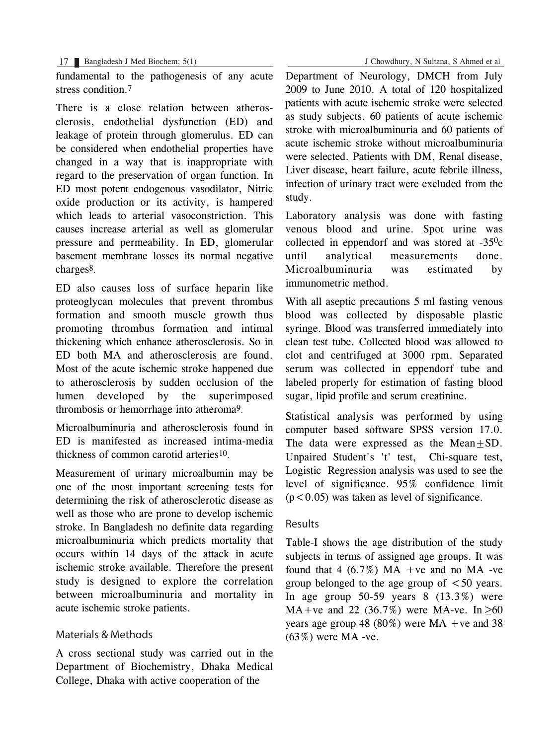fundamental to the pathogenesis of any acute stress condition.[7]

There is a close relation between atherosclerosis, endothelial dysfunction (ED) and leakage of protein through glomerulus. ED can be considered when endothelial properties have changed in a way that is inappropriate with regard to the preservation of organ function. In ED most potent endogenous vasodilator, Nitric oxide production or its activity, is hampered which leads to arterial vasoconstriction. This causes increase arterial as well as glomerular pressure and permeability. In ED, glomerular basement membrane losses its normal negative charges[8].

ED also causes loss of surface heparin like proteoglycan molecules that prevent thrombus formation and smooth muscle growth thus promoting thrombus formation and intimal thickening which enhance atherosclerosis. So in ED both MA and atherosclerosis are found. Most of the acute ischemic stroke happened due to atherosclerosis by sudden occlusion of the lumen developed by the superimposed thrombosis or hemorrhage into atheroma[9].

Microalbuminuria and atherosclerosis found in ED is manifested as increased intima-media thickness of common carotid arteries[10].

Measurement of urinary microalbumin may be one of the most important screening tests for determining the risk of atherosclerotic disease as well as those who are prone to develop ischemic stroke. In Bangladesh no definite data regarding microalbuminuria which predicts mortality that occurs within 14 days of the attack in acute ischemic stroke available. Therefore the present study is designed to explore the correlation between microalbuminuria and mortality in acute ischemic stroke patients.

## Materials & Methods

A cross sectional study was carried out in the Department of Biochemistry, Dhaka Medical College, Dhaka with active cooperation of the Department of Neurology, DMCH from July 2009 to June 2010. A total of 120 hospitalized patients with acute ischemic stroke were selected as study subjects. 60 patients of acute ischemic stroke with microalbuminuria and 60 patients of acute ischemic stroke without microalbuminuria were selected. Patients with DM, Renal disease, Liver disease, heart failure, acute febrile illness, infection of urinary tract were excluded from the study.

Laboratory analysis was done with fasting venous blood and urine. Spot urine was collected in eppendorf and was stored at $-35^{0}$c until analytical measurements done. Microalbuminuria was estimated by immunometric method.

With all aseptic precautions 5 ml fasting venous blood was collected by disposable plastic syringe. Blood was transferred immediately into clean test tube. Collected blood was allowed to clot and centrifuged at 3000 rpm. Separated serum was collected in eppendorf tube and labeled properly for estimation of fasting blood sugar, lipid profile and serum creatinine.

Statistical analysis was performed by using computer based software SPSS version 17.0. The data were expressed as the Mean$\pm$SD. Unpaired Student's 't' test, Chi-square test, Logistic Regression analysis was used to see the level of significance. 95% confidence limit ($p<0.05$) was taken as level of significance.

## Results

Table-I shows the age distribution of the study subjects in terms of assigned age groups. It was found that 4 (6.7%) MA +ve and no MA -ve group belonged to the age group of <50 years. In age group 50-59 years 8 (13.3%) were MA+ve and 22 (36.7%) were MA-ve. In ≥60 years age group 48 (80%) were MA +ve and 38 (63%) were MA -ve.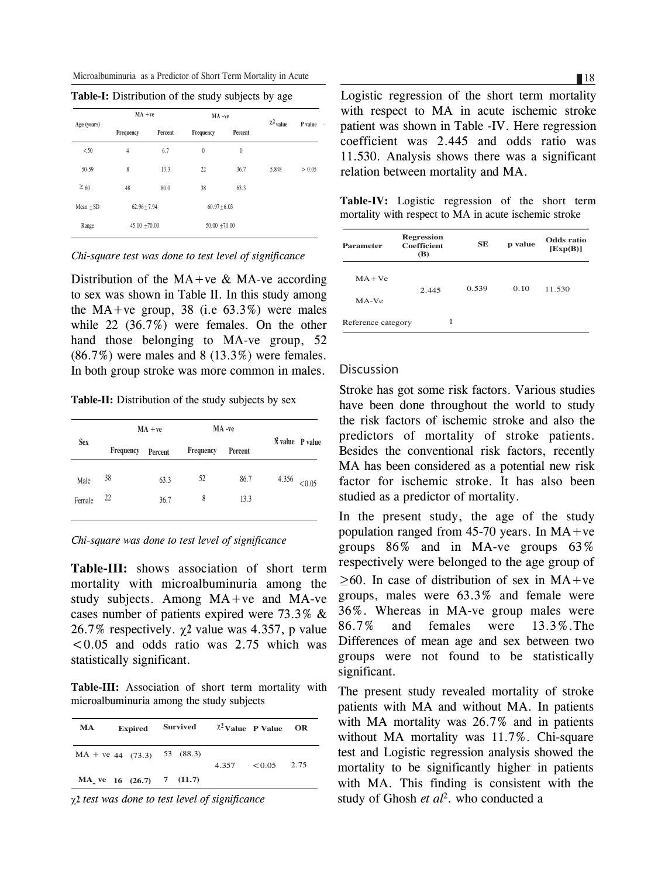**Table-I:** Distribution of the study subjects by age

| Age (years) | MA +ve | | MA –ve | | $\chi^2$ value | P value |
|---|---|---|---|---|---|---|
| | Frequency | Percent | Frequency | Percent | | |
| <50 | 4 | 6.7 | 0 | 0 | | |
| 50-59 | 8 | 13.3 | 22 | 36.7 | 5.848 | > 0.05 |
| ≥ 60 | 48 | 80.0 | 38 | 63.3 | | |
| Mean ±SD | 62.96±7.94 | | 60.97±6.03 | | | |
| Range | 45.00 ±70.00 | | 50.00 ±70.00 | | | |

*Chi-square test was done to test level of significance*

Distribution of the MA+ve & MA-ve according to sex was shown in Table II. In this study among the MA+ve group, 38 (i.e 63.3%) were males while 22 (36.7%) were females. On the other hand those belonging to MA-ve group, 52 (86.7%) were males and 8 (13.3%) were females. In both group stroke was more common in males.

**Table-II:** Distribution of the study subjects by sex

| Sex | MA +ve | | MA -ve | | $\chi^2$ value | P value |
|---|---|---|---|---|---|---|
| | Frequency | Percent | Frequency | Percent | | |
| Male | 38 | 63.3 | 52 | 86.7 | 4.356 | <0.05 |
| Female | 22 | 36.7 | 8 | 13.3 | | |

*Chi-square was done to test level of significance*

**Table-III:** shows association of short term mortality with microalbuminuria among the study subjects. Among MA+ve and MA-ve cases number of patients expired were 73.3% & 26.7% respectively. $\chi^2$ value was 4.357, p value <0.05 and odds ratio was 2.75 which was statistically significant.

**Table-III:** Association of short term mortality with microalbuminuria among the study subjects

| MA | Expired | Survived | $\chi^2$ Value | P Value | OR |
|---|---|---|---|---|---|
| MA + ve | 44 (73.3) | 53 (88.3) | 4.357 | <0.05 | 2.75 |
| **MA_ve** | **16 (26.7)** | **7 (11.7)** | | | |

*$\chi^2$ test was done to test level of significance*

Logistic regression of the short term mortality with respect to MA in acute ischemic stroke patient was shown in Table -IV. Here regression coefficient was 2.445 and odds ratio was 11.530. Analysis shows there was a significant relation between mortality and MA.

**Table-IV:** Logistic regression of the short term mortality with respect to MA in acute ischemic stroke

| Parameter | Regression Coefficient (B) | SE | p value | Odds ratio [Exp(B)] |
|---|---|---|---|---|
| MA+Ve / MA-Ve | 2.445 | 0.539 | 0.10 | 11.530 |
| Reference category | 1 | | | |

## Discussion

Stroke has got some risk factors. Various studies have been done throughout the world to study the risk factors of ischemic stroke and also the predictors of mortality of stroke patients. Besides the conventional risk factors, recently MA has been considered as a potential new risk factor for ischemic stroke. It has also been studied as a predictor of mortality.

In the present study, the age of the study population ranged from 45-70 years. In MA+ve groups 86% and in MA-ve groups 63% respectively were belonged to the age group of ≥60. In case of distribution of sex in MA+ve groups, males were 63.3% and female were 36%. Whereas in MA-ve group males were 86.7% and females were 13.3%.The Differences of mean age and sex between two groups were not found to be statistically significant.

The present study revealed mortality of stroke patients with MA and without MA. In patients with MA mortality was 26.7% and in patients without MA mortality was 11.7%. Chi-square test and Logistic regression analysis showed the mortality to be significantly higher in patients with MA. This finding is consistent with the study of Ghosh *et al*[2]. who conducted a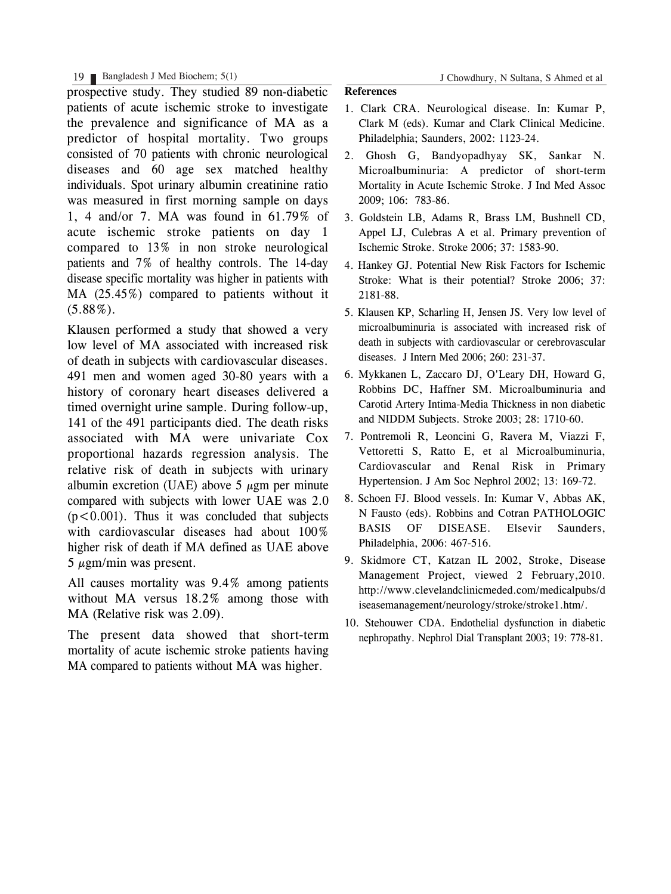prospective study. They studied 89 non-diabetic patients of acute ischemic stroke to investigate the prevalence and significance of MA as a predictor of hospital mortality. Two groups consisted of 70 patients with chronic neurological diseases and 60 age sex matched healthy individuals. Spot urinary albumin creatinine ratio was measured in first morning sample on days 1, 4 and/or 7. MA was found in 61.79% of acute ischemic stroke patients on day 1 compared to 13% in non stroke neurological patients and 7% of healthy controls. The 14-day disease specific mortality was higher in patients with MA (25.45%) compared to patients without it (5.88%).

Klausen performed a study that showed a very low level of MA associated with increased risk of death in subjects with cardiovascular diseases. 491 men and women aged 30-80 years with a history of coronary heart diseases delivered a timed overnight urine sample. During follow-up, 141 of the 491 participants died. The death risks associated with MA were univariate Cox proportional hazards regression analysis. The relative risk of death in subjects with urinary albumin excretion (UAE) above 5 $\mu$gm per minute compared with subjects with lower UAE was 2.0 ($p < 0.001$). Thus it was concluded that subjects with cardiovascular diseases had about 100% higher risk of death if MA defined as UAE above 5 $\mu$gm/min was present.

All causes mortality was 9.4% among patients without MA versus 18.2% among those with MA (Relative risk was 2.09).

The present data showed that short-term mortality of acute ischemic stroke patients having MA compared to patients without MA was higher.

**References**

1. Clark CRA. Neurological disease. In: Kumar P, Clark M (eds). Kumar and Clark Clinical Medicine. Philadelphia; Saunders, 2002: 1123-24.
2. Ghosh G, Bandyopadhyay SK, Sankar N. Microalbuminuria: A predictor of short-term Mortality in Acute Ischemic Stroke. J Ind Med Assoc 2009; 106: 783-86.
3. Goldstein LB, Adams R, Brass LM, Bushnell CD, Appel LJ, Culebras A et al. Primary prevention of Ischemic Stroke. Stroke 2006; 37: 1583-90.
4. Hankey GJ. Potential New Risk Factors for Ischemic Stroke: What is their potential? Stroke 2006; 37: 2181-88.
5. Klausen KP, Scharling H, Jensen JS. Very low level of microalbuminuria is associated with increased risk of death in subjects with cardiovascular or cerebrovascular diseases. J Intern Med 2006; 260: 231-37.
6. Mykkanen L, Zaccaro DJ, O'Leary DH, Howard G, Robbins DC, Haffner SM. Microalbuminuria and Carotid Artery Intima-Media Thickness in non diabetic and NIDDM Subjects. Stroke 2003; 28: 1710-60.
7. Pontremoli R, Leoncini G, Ravera M, Viazzi F, Vettoretti S, Ratto E, et al Microalbuminuria, Cardiovascular and Renal Risk in Primary Hypertension. J Am Soc Nephrol 2002; 13: 169-72.
8. Schoen FJ. Blood vessels. In: Kumar V, Abbas AK, N Fausto (eds). Robbins and Cotran PATHOLOGIC BASIS OF DISEASE. Elsevir Saunders, Philadelphia, 2006: 467-516.
9. Skidmore CT, Katzan IL 2002, Stroke, Disease Management Project, viewed 2 February,2010. http://www.clevelandclinicmeded.com/medicalpubs/diseasemanagement/neurology/stroke/stroke1.htm/.
10. Stehouwer CDA. Endothelial dysfunction in diabetic nephropathy. Nephrol Dial Transplant 2003; 19: 778-81.